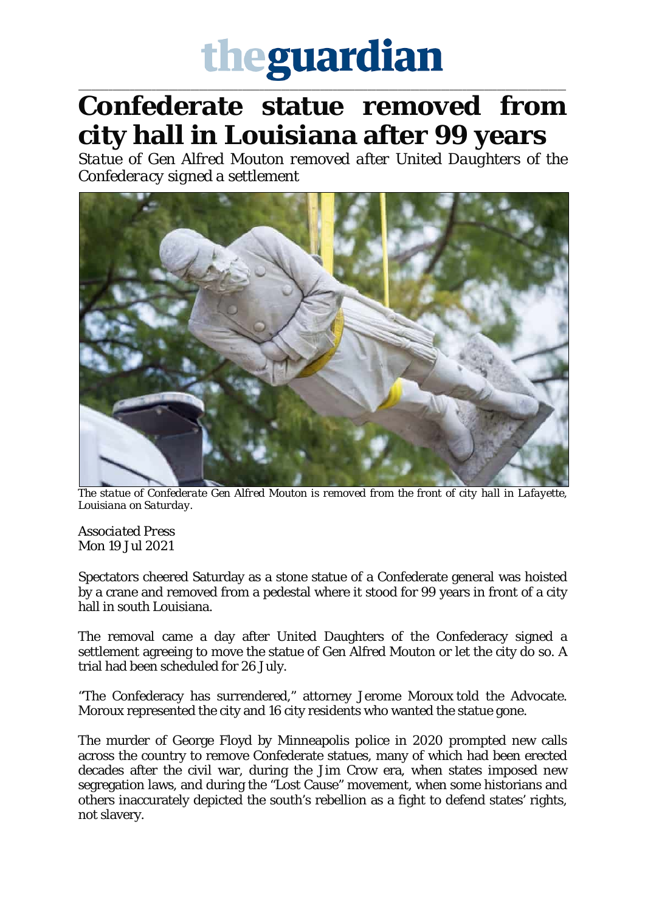# Confederate statue removed from city hall in Louisiana after 99 years

*Statue of Gen Alfred Mouton removed after United Daughters of the Confederacy signed a settlement*

*The statue of Confederate Gen Alfred Mouton is removed from the front of city hall in Lafayette, Louisiana on Saturday.*

*Associated Press*
Mon 19 Jul 2021

Spectators cheered Saturday as a stone statue of a Confederate general was hoisted by a crane and removed from a pedestal where it stood for 99 years in front of a city hall in south Louisiana.

The removal came a day after United Daughters of the Confederacy signed a settlement agreeing to move the statue of Gen Alfred Mouton or let the city do so. A trial had been scheduled for 26 July.

"The Confederacy has surrendered," attorney Jerome Moroux told the Advocate. Moroux represented the city and 16 city residents who wanted the statue gone.

The murder of George Floyd by Minneapolis police in 2020 prompted new calls across the country to remove Confederate statues, many of which had been erected decades after the civil war, during the Jim Crow era, when states imposed new segregation laws, and during the "Lost Cause" movement, when some historians and others inaccurately depicted the south's rebellion as a fight to defend states' rights, not slavery.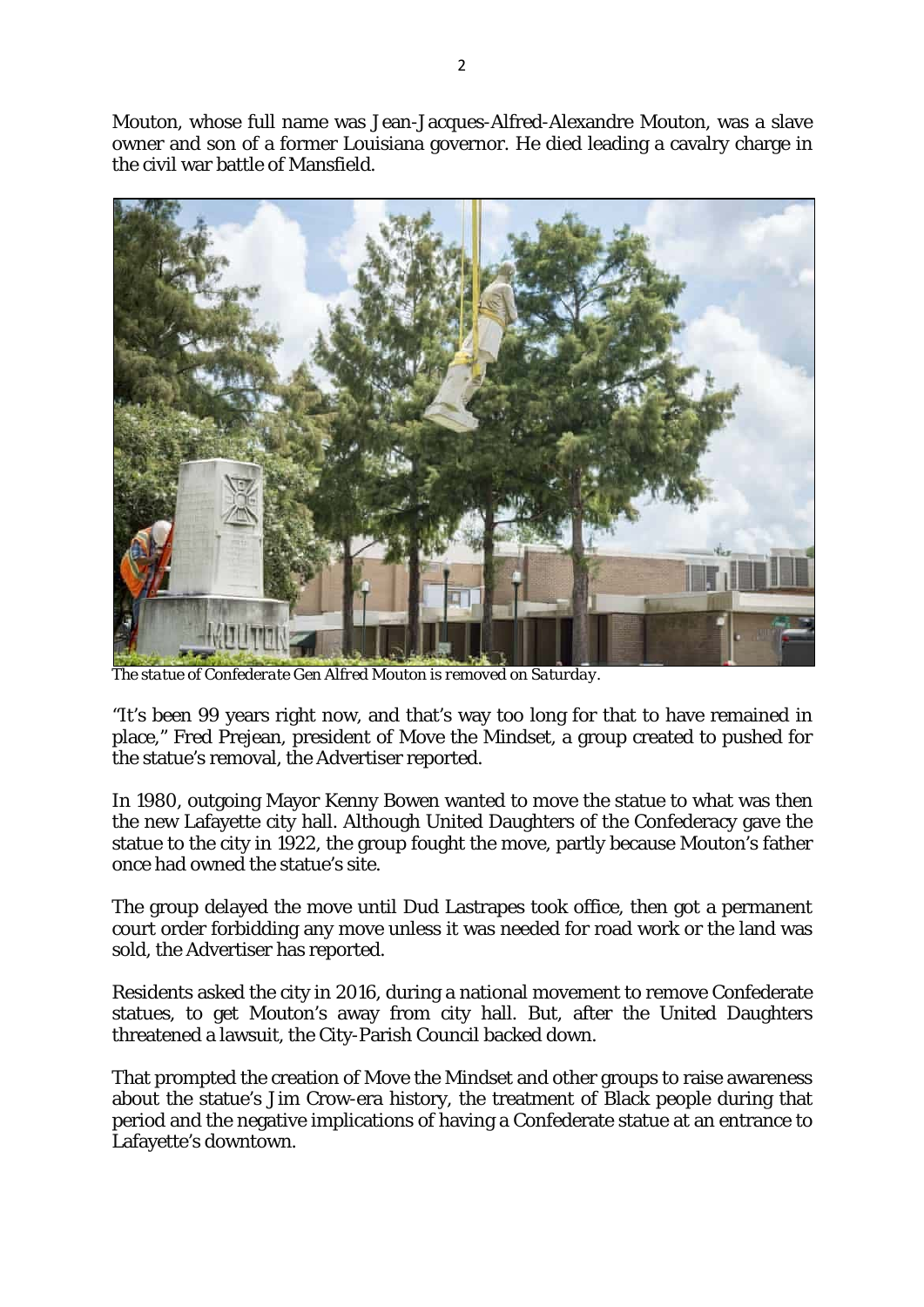Mouton, whose full name was Jean-Jacques-Alfred-Alexandre Mouton, was a slave owner and son of a former Louisiana governor. He died leading a cavalry charge in the civil war battle of Mansfield.

*The statue of Confederate Gen Alfred Mouton is removed on Saturday.*

"It's been 99 years right now, and that's way too long for that to have remained in place," Fred Prejean, president of Move the Mindset, a group created to pushed for the statue's removal, the Advertiser reported.

In 1980, outgoing Mayor Kenny Bowen wanted to move the statue to what was then the new Lafayette city hall. Although United Daughters of the Confederacy gave the statue to the city in 1922, the group fought the move, partly because Mouton's father once had owned the statue's site.

The group delayed the move until Dud Lastrapes took office, then got a permanent court order forbidding any move unless it was needed for road work or the land was sold, the Advertiser has reported.

Residents asked the city in 2016, during a national movement to remove Confederate statues, to get Mouton's away from city hall. But, after the United Daughters threatened a lawsuit, the City-Parish Council backed down.

That prompted the creation of Move the Mindset and other groups to raise awareness about the statue's Jim Crow-era history, the treatment of Black people during that period and the negative implications of having a Confederate statue at an entrance to Lafayette's downtown.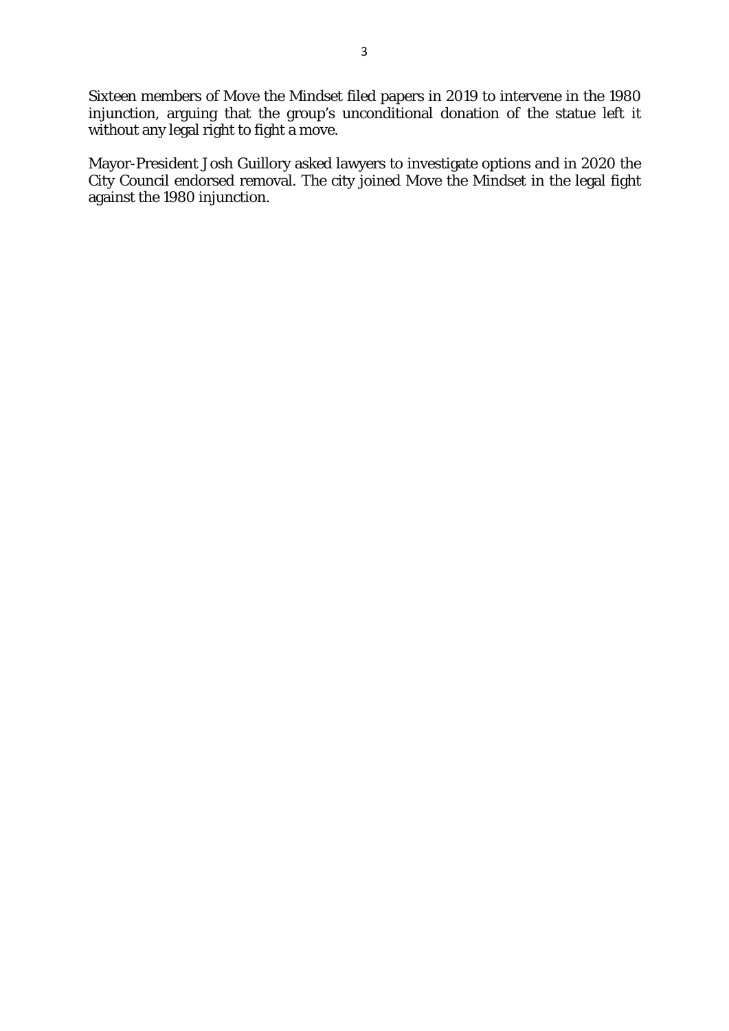Sixteen members of Move the Mindset filed papers in 2019 to intervene in the 1980 injunction, arguing that the group's unconditional donation of the statue left it without any legal right to fight a move.

Mayor-President Josh Guillory asked lawyers to investigate options and in 2020 the City Council endorsed removal. The city joined Move the Mindset in the legal fight against the 1980 injunction.